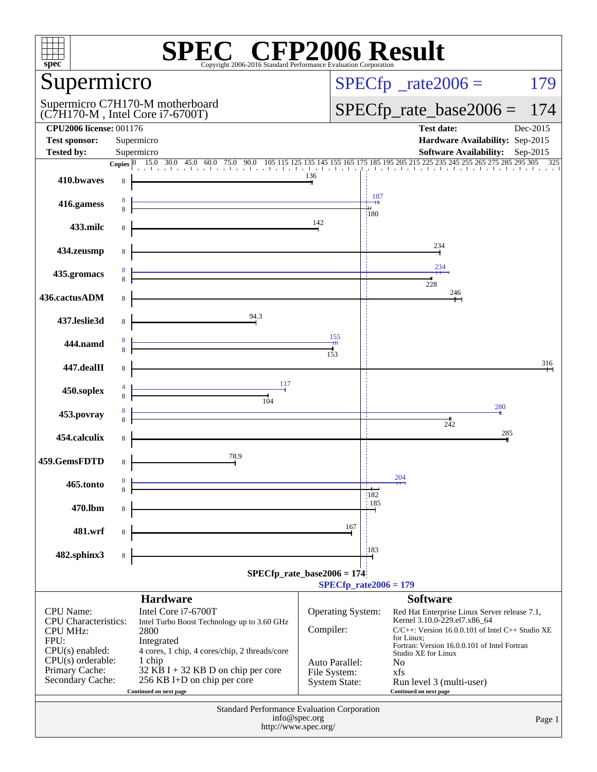# SPEC CFP2006 Result

Copyright 2006-2016 Standard Performance Evaluation Corporation

## Supermicro

Supermicro C7H170-M motherboard
(C7H170-M , Intel Core i7-6700T)

SPECfp_rate2006 = 179

SPECfp_rate_base2006 = 174

| | | | |
|---|---|---|---|
| **CPU2006 license:** 001176 | | **Test date:** | Dec-2015 |
| **Test sponsor:** | Supermicro | **Hardware Availability:** | Sep-2015 |
| **Tested by:** | Supermicro | **Software Availability:** | Sep-2015 |

| Benchmark | Copies (peak) | Peak | Copies (base) | Base |
|---|---|---|---|---|
| 410.bwaves | | | 8 | 136 |
| 416.gamess | 8 | 187 | 8 | 180 |
| 433.milc | | | 8 | 142 |
| 434.zeusmp | | | 8 | 234 |
| 435.gromacs | 8 | 234 | 8 | 228 |
| 436.cactusADM | | | 8 | 246 |
| 437.leslie3d | | | 8 | 94.3 |
| 444.namd | 8 | 155 | 8 | 153 |
| 447.dealII | | | 8 | 316 |
| 450.soplex | 4 | 117 | 8 | 104 |
| 453.povray | 8 | 280 | 8 | 242 |
| 454.calculix | | | 8 | 285 |
| 459.GemsFDTD | | | 8 | 78.9 |
| 465.tonto | 8 | 204 | 8 | 182 |
| 470.lbm | | | 8 | 185 |
| 481.wrf | | | 8 | 167 |
| 482.sphinx3 | | | 8 | 183 |

SPECfp_rate_base2006 = 174

SPECfp_rate2006 = 179

## Hardware

| | |
|---|---|
| CPU Name: | Intel Core i7-6700T |
| CPU Characteristics: | Intel Turbo Boost Technology up to 3.60 GHz |
| CPU MHz: | 2800 |
| FPU: | Integrated |
| CPU(s) enabled: | 4 cores, 1 chip, 4 cores/chip, 2 threads/core |
| CPU(s) orderable: | 1 chip |
| Primary Cache: | 32 KB I + 32 KB D on chip per core |
| Secondary Cache: | 256 KB I+D on chip per core |

Continued on next page

## Software

| | |
|---|---|
| Operating System: | Red Hat Enterprise Linux Server release 7.1, Kernel 3.10.0-229.el7.x86_64 |
| Compiler: | C/C++: Version 16.0.0.101 of Intel C++ Studio XE for Linux; Fortran: Version 16.0.0.101 of Intel Fortran Studio XE for Linux |
| Auto Parallel: | No |
| File System: | xfs |
| System State: | Run level 3 (multi-user) |

Continued on next page

Standard Performance Evaluation Corporation
info@spec.org
http://www.spec.org/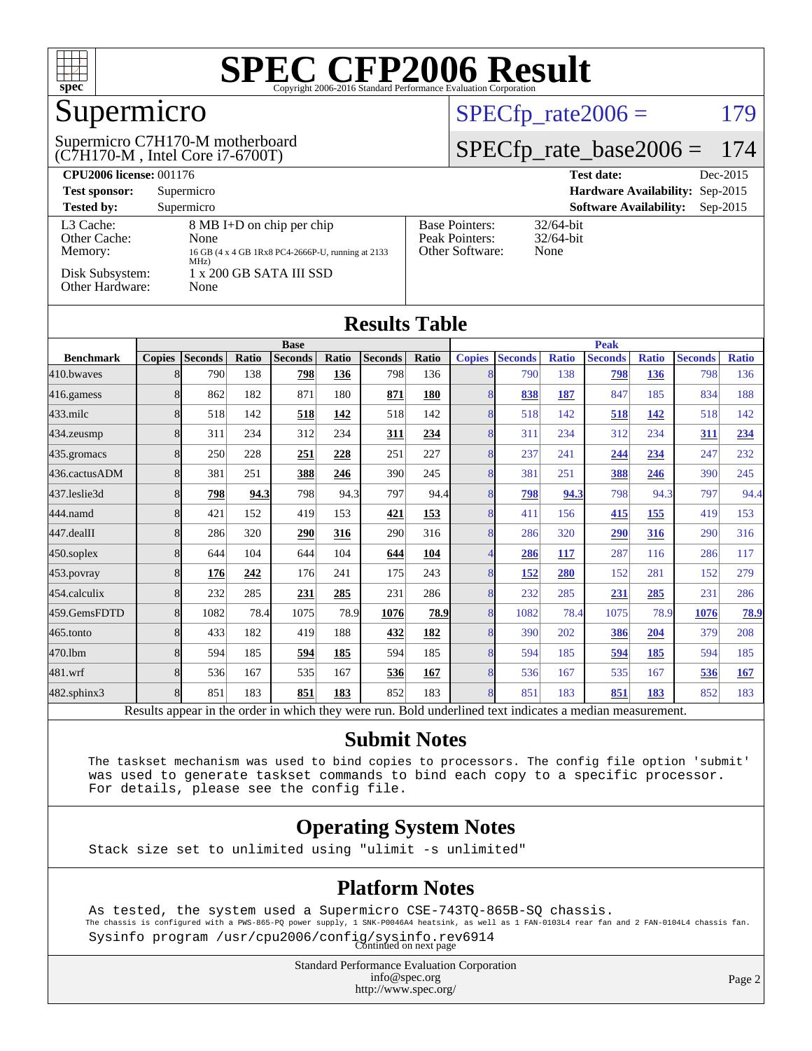# SPEC CFP2006 Result

Copyright 2006-2016 Standard Performance Evaluation Corporation

## Supermicro

Supermicro C7H170-M motherboard
(C7H170-M , Intel Core i7-6700T)

SPECfp_rate2006 = 179

SPECfp_rate_base2006 = 174

| | | | |
|---|---|---|---|
| **CPU2006 license:** 001176 | | **Test date:** | Dec-2015 |
| **Test sponsor:** | Supermicro | **Hardware Availability:** | Sep-2015 |
| **Tested by:** | Supermicro | **Software Availability:** | Sep-2015 |

| | | | |
|---|---|---|---|
| L3 Cache: | 8 MB I+D on chip per chip | Base Pointers: | 32/64-bit |
| Other Cache: | None | Peak Pointers: | 32/64-bit |
| Memory: | 16 GB (4 x 4 GB 1Rx8 PC4-2666P-U, running at 2133 MHz) | Other Software: | None |
| Disk Subsystem: | 1 x 200 GB SATA III SSD | | |
| Other Hardware: | None | | |

## Results Table

| | Base | | | | | | | Peak | | | | | | |
|---|---|---|---|---|---|---|---|---|---|---|---|---|---|---|
| **Benchmark** | **Copies** | **Seconds** | **Ratio** | **Seconds** | **Ratio** | **Seconds** | **Ratio** | **Copies** | **Seconds** | **Ratio** | **Seconds** | **Ratio** | **Seconds** | **Ratio** |
| 410.bwaves | 8 | 790 | 138 | **798** | **136** | 798 | 136 | 8 | 790 | 138 | **798** | **136** | 798 | 136 |
| 416.gamess | 8 | 862 | 182 | 871 | 180 | **871** | **180** | 8 | **838** | **187** | 847 | 185 | 834 | 188 |
| 433.milc | 8 | 518 | 142 | **518** | **142** | 518 | 142 | 8 | 518 | 142 | **518** | **142** | 518 | 142 |
| 434.zeusmp | 8 | 311 | 234 | 312 | 234 | **311** | **234** | 8 | 311 | 234 | 312 | 234 | **311** | **234** |
| 435.gromacs | 8 | 250 | 228 | **251** | **228** | 251 | 227 | 8 | 237 | 241 | **244** | **234** | 247 | 232 |
| 436.cactusADM | 8 | 381 | 251 | **388** | **246** | 390 | 245 | 8 | 381 | 251 | **388** | **246** | 390 | 245 |
| 437.leslie3d | 8 | **798** | **94.3** | 798 | 94.3 | 797 | 94.4 | 8 | **798** | **94.3** | 798 | 94.3 | 797 | 94.4 |
| 444.namd | 8 | 421 | 152 | 419 | 153 | **421** | **153** | 8 | 411 | 156 | **415** | **155** | 419 | 153 |
| 447.dealII | 8 | 286 | 320 | **290** | **316** | 290 | 316 | 8 | 286 | 320 | **290** | **316** | 290 | 316 |
| 450.soplex | 8 | 644 | 104 | 644 | 104 | **644** | **104** | 4 | **286** | **117** | 287 | 116 | 286 | 117 |
| 453.povray | 8 | **176** | **242** | 176 | 241 | 175 | 243 | 8 | **152** | **280** | 152 | 281 | 152 | 279 |
| 454.calculix | 8 | 232 | 285 | **231** | **285** | 231 | 286 | 8 | 232 | 285 | **231** | **285** | 231 | 286 |
| 459.GemsFDTD | 8 | 1082 | 78.4 | 1075 | 78.9 | **1076** | **78.9** | 8 | 1082 | 78.4 | 1075 | 78.9 | **1076** | **78.9** |
| 465.tonto | 8 | 433 | 182 | 419 | 188 | **432** | **182** | 8 | 390 | 202 | **386** | **204** | 379 | 208 |
| 470.lbm | 8 | 594 | 185 | **594** | **185** | 594 | 185 | 8 | 594 | 185 | **594** | **185** | 594 | 185 |
| 481.wrf | 8 | 536 | 167 | 535 | 167 | **536** | **167** | 8 | 536 | 167 | 535 | 167 | **536** | **167** |
| 482.sphinx3 | 8 | 851 | 183 | **851** | **183** | 852 | 183 | 8 | 851 | 183 | **851** | **183** | 852 | 183 |

Results appear in the order in which they were run. Bold underlined text indicates a median measurement.

## Submit Notes

```
The taskset mechanism was used to bind copies to processors. The config file option 'submit'
was used to generate taskset commands to bind each copy to a specific processor.
For details, please see the config file.
```

## Operating System Notes

```
Stack size set to unlimited using "ulimit -s unlimited"
```

## Platform Notes

```
As tested, the system used a Supermicro CSE-743TQ-865B-SQ chassis.
The chassis is configured with a PWS-865-PQ power supply, 1 SNK-P0046A4 heatsink, as well as 1 FAN-0103L4 rear fan and 2 FAN-0104L4 chassis fan.
Sysinfo program /usr/cpu2006/config/sysinfo.rev6914
```

Continued on next page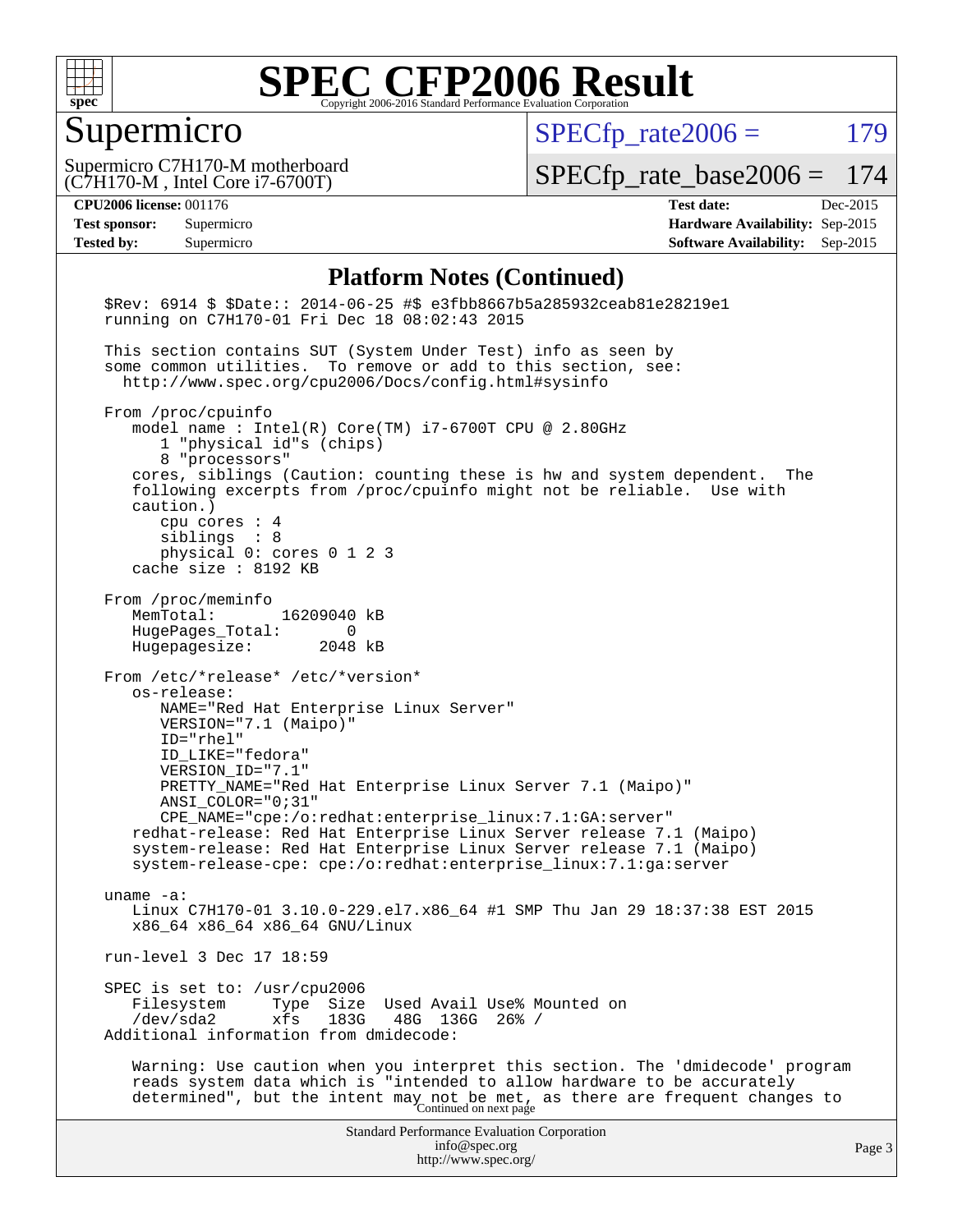# SPEC CFP2006 Result

## Supermicro

Supermicro C7H170-M motherboard
(C7H170-M , Intel Core i7-6700T)

SPECfp_rate2006 = 179

SPECfp_rate_base2006 = 174

**CPU2006 license:** 001176
**Test sponsor:** Supermicro
**Tested by:** Supermicro

**Test date:** Dec-2015
**Hardware Availability:** Sep-2015
**Software Availability:** Sep-2015

### Platform Notes (Continued)

```
$Rev: 6914 $ $Date:: 2014-06-25 #$ e3fbb8667b5a285932ceab81e28219e1
running on C7H170-01 Fri Dec 18 08:02:43 2015

This section contains SUT (System Under Test) info as seen by
some common utilities.  To remove or add to this section, see:
  http://www.spec.org/cpu2006/Docs/config.html#sysinfo

From /proc/cpuinfo
   model name : Intel(R) Core(TM) i7-6700T CPU @ 2.80GHz
      1 "physical id"s (chips)
      8 "processors"
   cores, siblings (Caution: counting these is hw and system dependent.  The
   following excerpts from /proc/cpuinfo might not be reliable.  Use with
   caution.)
      cpu cores : 4
      siblings  : 8
      physical 0: cores 0 1 2 3
   cache size : 8192 KB

From /proc/meminfo
   MemTotal:       16209040 kB
   HugePages_Total:       0
   Hugepagesize:       2048 kB

From /etc/*release* /etc/*version*
   os-release:
      NAME="Red Hat Enterprise Linux Server"
      VERSION="7.1 (Maipo)"
      ID="rhel"
      ID_LIKE="fedora"
      VERSION_ID="7.1"
      PRETTY_NAME="Red Hat Enterprise Linux Server 7.1 (Maipo)"
      ANSI_COLOR="0;31"
      CPE_NAME="cpe:/o:redhat:enterprise_linux:7.1:GA:server"
   redhat-release: Red Hat Enterprise Linux Server release 7.1 (Maipo)
   system-release: Red Hat Enterprise Linux Server release 7.1 (Maipo)
   system-release-cpe: cpe:/o:redhat:enterprise_linux:7.1:ga:server

uname -a:
   Linux C7H170-01 3.10.0-229.el7.x86_64 #1 SMP Thu Jan 29 18:37:38 EST 2015
   x86_64 x86_64 x86_64 GNU/Linux

run-level 3 Dec 17 18:59

SPEC is set to: /usr/cpu2006
   Filesystem     Type  Size  Used Avail Use% Mounted on
   /dev/sda2      xfs   183G   48G  136G  26% /
Additional information from dmidecode:

   Warning: Use caution when you interpret this section. The 'dmidecode' program
   reads system data which is "intended to allow hardware to be accurately
   determined", but the intent may not be met, as there are frequent changes to
```

Continued on next page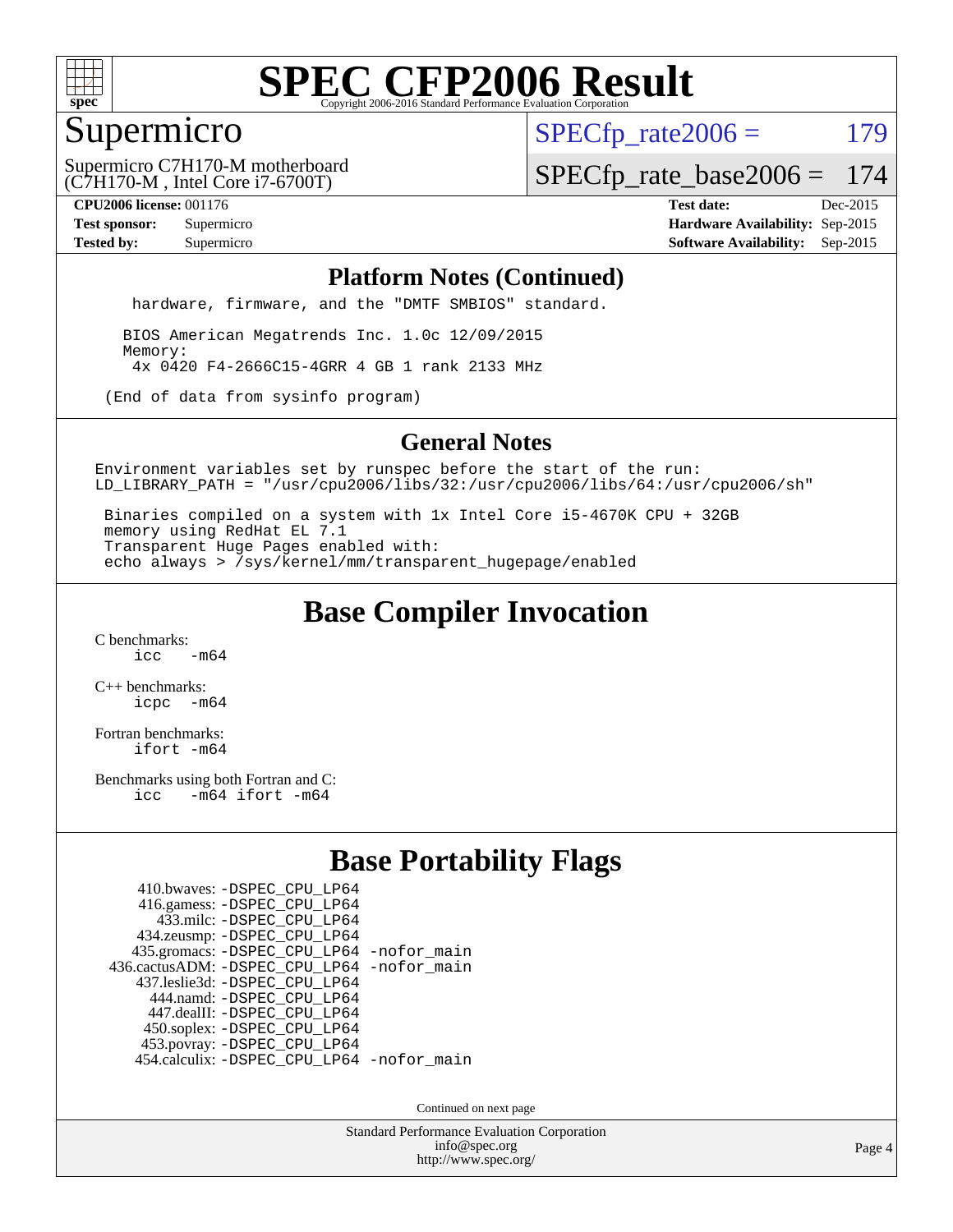# SPEC CFP2006 Result

Copyright 2006-2016 Standard Performance Evaluation Corporation

## Supermicro

Supermicro C7H170-M motherboard
(C7H170-M , Intel Core i7-6700T)

SPECfp_rate2006 = 179

SPECfp_rate_base2006 = 174

| | | | |
|---|---|---|---|
| **CPU2006 license:** 001176 | | **Test date:** | Dec-2015 |
| **Test sponsor:** | Supermicro | **Hardware Availability:** | Sep-2015 |
| **Tested by:** | Supermicro | **Software Availability:** | Sep-2015 |

### Platform Notes (Continued)

```
   hardware, firmware, and the "DMTF SMBIOS" standard.

  BIOS American Megatrends Inc. 1.0c 12/09/2015
  Memory:
   4x 0420 F4-2666C15-4GRR 4 GB 1 rank 2133 MHz

(End of data from sysinfo program)
```

### General Notes

```
Environment variables set by runspec before the start of the run:
LD_LIBRARY_PATH = "/usr/cpu2006/libs/32:/usr/cpu2006/libs/64:/usr/cpu2006/sh"

 Binaries compiled on a system with 1x Intel Core i5-4670K CPU + 32GB
 memory using RedHat EL 7.1
 Transparent Huge Pages enabled with:
 echo always > /sys/kernel/mm/transparent_hugepage/enabled
```

## Base Compiler Invocation

C benchmarks:
 icc -m64

C++ benchmarks:
 icpc -m64

Fortran benchmarks:
 ifort -m64

Benchmarks using both Fortran and C:
 icc -m64 ifort -m64

## Base Portability Flags

410.bwaves: -DSPEC_CPU_LP64
416.gamess: -DSPEC_CPU_LP64
433.milc: -DSPEC_CPU_LP64
434.zeusmp: -DSPEC_CPU_LP64
435.gromacs: -DSPEC_CPU_LP64 -nofor_main
436.cactusADM: -DSPEC_CPU_LP64 -nofor_main
437.leslie3d: -DSPEC_CPU_LP64
444.namd: -DSPEC_CPU_LP64
447.dealII: -DSPEC_CPU_LP64
450.soplex: -DSPEC_CPU_LP64
453.povray: -DSPEC_CPU_LP64
454.calculix: -DSPEC_CPU_LP64 -nofor_main

Continued on next page

Standard Performance Evaluation Corporation
info@spec.org
http://www.spec.org/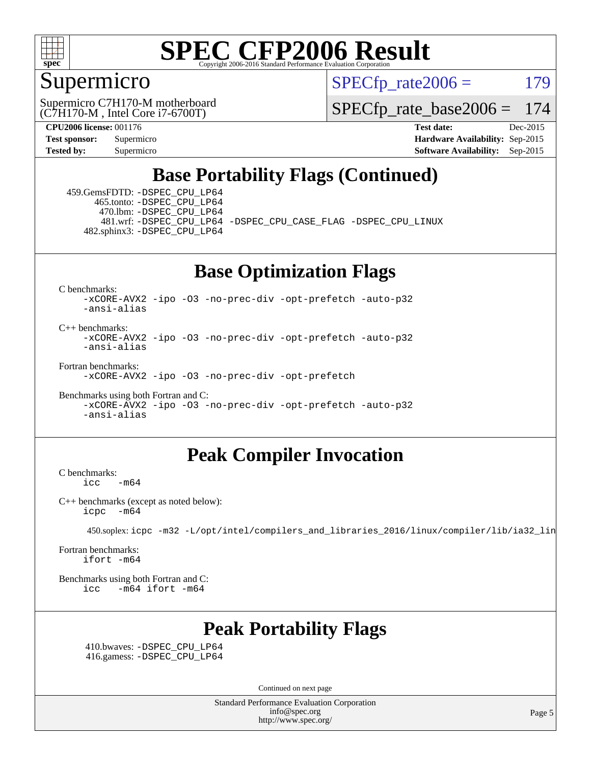# SPEC CFP2006 Result

Copyright 2006-2016 Standard Performance Evaluation Corporation

## Supermicro

Supermicro C7H170-M motherboard
(C7H170-M , Intel Core i7-6700T)

SPECfp_rate2006 = 179

SPECfp_rate_base2006 = 174

**CPU2006 license:** 001176
**Test sponsor:** Supermicro
**Tested by:** Supermicro

**Test date:** Dec-2015
**Hardware Availability:** Sep-2015
**Software Availability:** Sep-2015

## Base Portability Flags (Continued)

459.GemsFDTD: -DSPEC_CPU_LP64
465.tonto: -DSPEC_CPU_LP64
470.lbm: -DSPEC_CPU_LP64
481.wrf: -DSPEC_CPU_LP64 -DSPEC_CPU_CASE_FLAG -DSPEC_CPU_LINUX
482.sphinx3: -DSPEC_CPU_LP64

## Base Optimization Flags

C benchmarks:
```
-xCORE-AVX2 -ipo -O3 -no-prec-div -opt-prefetch -auto-p32
-ansi-alias
```

C++ benchmarks:
```
-xCORE-AVX2 -ipo -O3 -no-prec-div -opt-prefetch -auto-p32
-ansi-alias
```

Fortran benchmarks:
```
-xCORE-AVX2 -ipo -O3 -no-prec-div -opt-prefetch
```

Benchmarks using both Fortran and C:
```
-xCORE-AVX2 -ipo -O3 -no-prec-div -opt-prefetch -auto-p32
-ansi-alias
```

## Peak Compiler Invocation

C benchmarks:
```
icc   -m64
```

C++ benchmarks (except as noted below):
```
icpc  -m64
```

450.soplex: icpc -m32 -L/opt/intel/compilers_and_libraries_2016/linux/compiler/lib/ia32_lin

Fortran benchmarks:
```
ifort -m64
```

Benchmarks using both Fortran and C:
```
icc   -m64 ifort -m64
```

## Peak Portability Flags

410.bwaves: -DSPEC_CPU_LP64
416.gamess: -DSPEC_CPU_LP64

Continued on next page

Standard Performance Evaluation Corporation
info@spec.org
http://www.spec.org/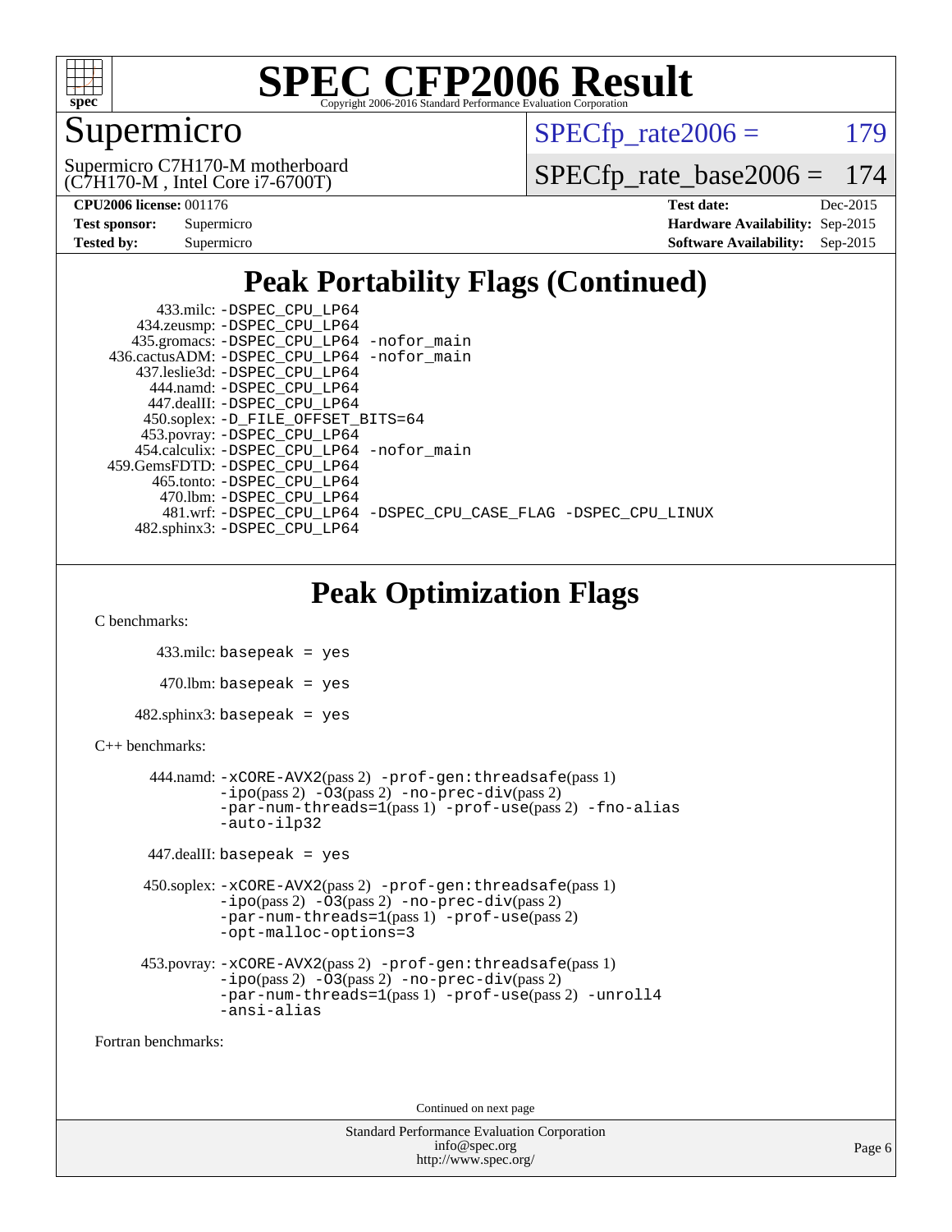# SPEC CFP2006 Result

Copyright 2006-2016 Standard Performance Evaluation Corporation

## Supermicro

Supermicro C7H170-M motherboard
(C7H170-M , Intel Core i7-6700T)

SPECfp_rate2006 = 179

SPECfp_rate_base2006 = 174

**CPU2006 license:** 001176
**Test sponsor:** Supermicro
**Tested by:** Supermicro

**Test date:** Dec-2015
**Hardware Availability:** Sep-2015
**Software Availability:** Sep-2015

## Peak Portability Flags (Continued)

```
      433.milc: -DSPEC_CPU_LP64
    434.zeusmp: -DSPEC_CPU_LP64
   435.gromacs: -DSPEC_CPU_LP64 -nofor_main
 436.cactusADM: -DSPEC_CPU_LP64 -nofor_main
   437.leslie3d: -DSPEC_CPU_LP64
     444.namd: -DSPEC_CPU_LP64
    447.dealII: -DSPEC_CPU_LP64
    450.soplex: -D_FILE_OFFSET_BITS=64
    453.povray: -DSPEC_CPU_LP64
  454.calculix: -DSPEC_CPU_LP64 -nofor_main
 459.GemsFDTD: -DSPEC_CPU_LP64
     465.tonto: -DSPEC_CPU_LP64
      470.lbm: -DSPEC_CPU_LP64
      481.wrf: -DSPEC_CPU_LP64 -DSPEC_CPU_CASE_FLAG -DSPEC_CPU_LINUX
   482.sphinx3: -DSPEC_CPU_LP64
```

## Peak Optimization Flags

C benchmarks:

433.milc: basepeak = yes

470.lbm: basepeak = yes

482.sphinx3: basepeak = yes

C++ benchmarks:

444.namd: -xCORE-AVX2(pass 2) -prof-gen:threadsafe(pass 1) -ipo(pass 2) -O3(pass 2) -no-prec-div(pass 2) -par-num-threads=1(pass 1) -prof-use(pass 2) -fno-alias -auto-ilp32

447.dealII: basepeak = yes

450.soplex: -xCORE-AVX2(pass 2) -prof-gen:threadsafe(pass 1) -ipo(pass 2) -O3(pass 2) -no-prec-div(pass 2) -par-num-threads=1(pass 1) -prof-use(pass 2) -opt-malloc-options=3

453.povray: -xCORE-AVX2(pass 2) -prof-gen:threadsafe(pass 1) -ipo(pass 2) -O3(pass 2) -no-prec-div(pass 2) -par-num-threads=1(pass 1) -prof-use(pass 2) -unroll4 -ansi-alias

Fortran benchmarks:

Continued on next page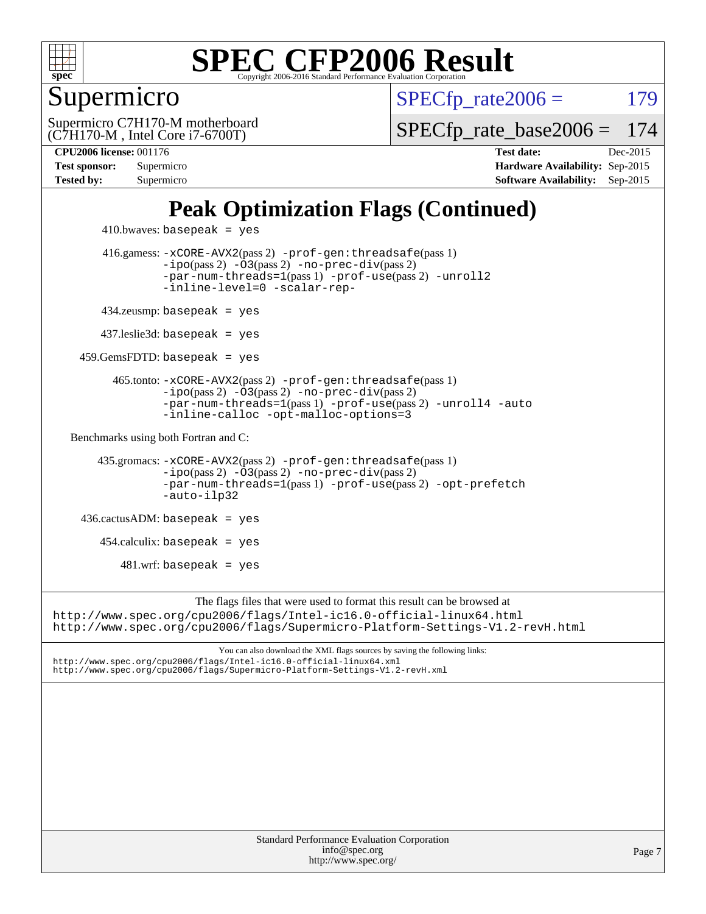# SPEC CFP2006 Result

Copyright 2006-2016 Standard Performance Evaluation Corporation

## Supermicro

Supermicro C7H170-M motherboard (C7H170-M , Intel Core i7-6700T)

SPECfp_rate2006 = 179

SPECfp_rate_base2006 = 174

**CPU2006 license:** 001176
**Test sponsor:** Supermicro
**Tested by:** Supermicro

**Test date:** Dec-2015
**Hardware Availability:** Sep-2015
**Software Availability:** Sep-2015

## Peak Optimization Flags (Continued)

410.bwaves: `basepeak = yes`

416.gamess: `-xCORE-AVX2`(pass 2) `-prof-gen:threadsafe`(pass 1) `-ipo`(pass 2) `-O3`(pass 2) `-no-prec-div`(pass 2) `-par-num-threads=1`(pass 1) `-prof-use`(pass 2) `-unroll2` `-inline-level=0` `-scalar-rep-`

434.zeusmp: `basepeak = yes`

437.leslie3d: `basepeak = yes`

459.GemsFDTD: `basepeak = yes`

465.tonto: `-xCORE-AVX2`(pass 2) `-prof-gen:threadsafe`(pass 1) `-ipo`(pass 2) `-O3`(pass 2) `-no-prec-div`(pass 2) `-par-num-threads=1`(pass 1) `-prof-use`(pass 2) `-unroll4` `-auto` `-inline-calloc` `-opt-malloc-options=3`

Benchmarks using both Fortran and C:

435.gromacs: `-xCORE-AVX2`(pass 2) `-prof-gen:threadsafe`(pass 1) `-ipo`(pass 2) `-O3`(pass 2) `-no-prec-div`(pass 2) `-par-num-threads=1`(pass 1) `-prof-use`(pass 2) `-opt-prefetch` `-auto-ilp32`

436.cactusADM: `basepeak = yes`

454.calculix: `basepeak = yes`

481.wrf: `basepeak = yes`

The flags files that were used to format this result can be browsed at
http://www.spec.org/cpu2006/flags/Intel-ic16.0-official-linux64.html
http://www.spec.org/cpu2006/flags/Supermicro-Platform-Settings-V1.2-revH.html

You can also download the XML flags sources by saving the following links:
http://www.spec.org/cpu2006/flags/Intel-ic16.0-official-linux64.xml
http://www.spec.org/cpu2006/flags/Supermicro-Platform-Settings-V1.2-revH.xml

Standard Performance Evaluation Corporation
info@spec.org
http://www.spec.org/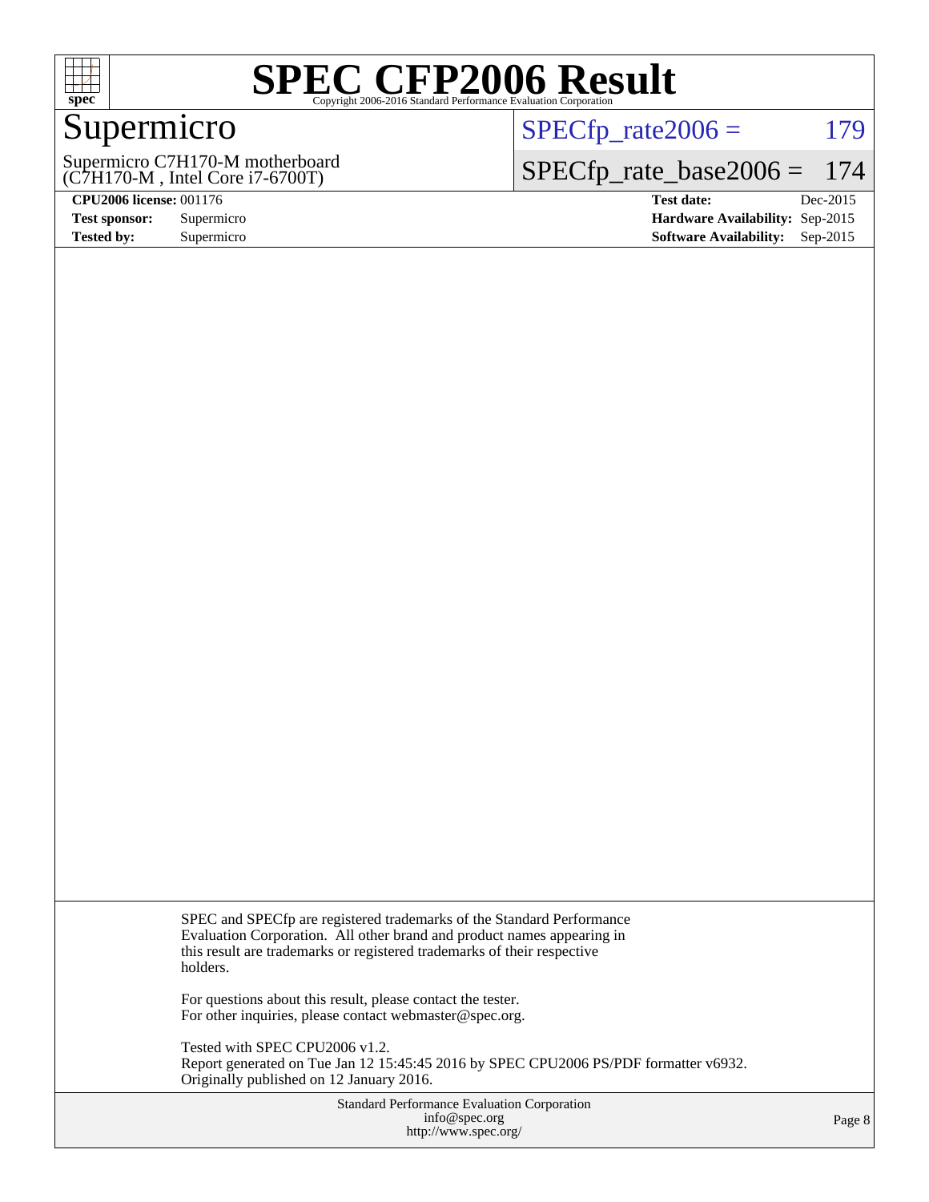# SPEC CFP2006 Result

Copyright 2006-2016 Standard Performance Evaluation Corporation

## Supermicro

Supermicro C7H170-M motherboard
(C7H170-M , Intel Core i7-6700T)

SPECfp_rate2006 = 179

SPECfp_rate_base2006 = 174

**CPU2006 license:** 001176
**Test sponsor:** Supermicro
**Tested by:** Supermicro

**Test date:** Dec-2015
**Hardware Availability:** Sep-2015
**Software Availability:** Sep-2015

SPEC and SPECfp are registered trademarks of the Standard Performance Evaluation Corporation. All other brand and product names appearing in this result are trademarks or registered trademarks of their respective holders.

For questions about this result, please contact the tester.
For other inquiries, please contact webmaster@spec.org.

Tested with SPEC CPU2006 v1.2.
Report generated on Tue Jan 12 15:45:45 2016 by SPEC CPU2006 PS/PDF formatter v6932.
Originally published on 12 January 2016.

Standard Performance Evaluation Corporation
info@spec.org
http://www.spec.org/